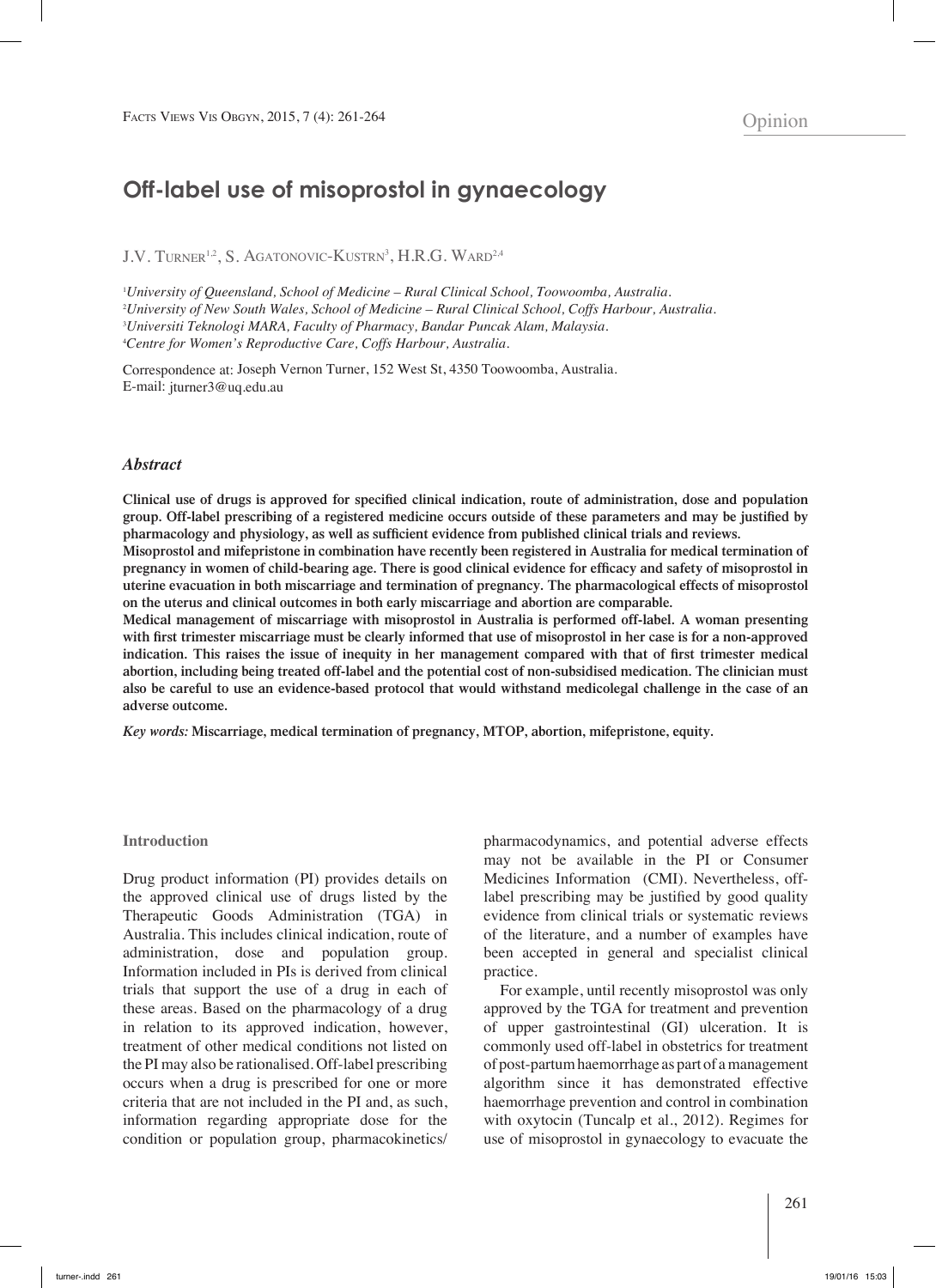Opinion

# Off-label use of misoprostol in gynaecology

J.V. Turner[1,2], S. Agatonovic-Kustrn[3], H.R.G. Ward[2,4]

[1]*University of Queensland, School of Medicine – Rural Clinical School, Toowoomba, Australia.*
[2]*University of New South Wales, School of Medicine – Rural Clinical School, Coffs Harbour, Australia.*
[3]*Universiti Teknologi MARA, Faculty of Pharmacy, Bandar Puncak Alam, Malaysia.*
[4]*Centre for Women's Reproductive Care, Coffs Harbour, Australia.*

Correspondence at: Joseph Vernon Turner, 152 West St, 4350 Toowoomba, Australia.
E-mail: jturner3@uq.edu.au

## *Abstract*

**Clinical use of drugs is approved for specified clinical indication, route of administration, dose and population group. Off-label prescribing of a registered medicine occurs outside of these parameters and may be justified by pharmacology and physiology, as well as sufficient evidence from published clinical trials and reviews.**

**Misoprostol and mifepristone in combination have recently been registered in Australia for medical termination of pregnancy in women of child-bearing age. There is good clinical evidence for efficacy and safety of misoprostol in uterine evacuation in both miscarriage and termination of pregnancy. The pharmacological effects of misoprostol on the uterus and clinical outcomes in both early miscarriage and abortion are comparable.**

**Medical management of miscarriage with misoprostol in Australia is performed off-label. A woman presenting with first trimester miscarriage must be clearly informed that use of misoprostol in her case is for a non-approved indication. This raises the issue of inequity in her management compared with that of first trimester medical abortion, including being treated off-label and the potential cost of non-subsidised medication. The clinician must also be careful to use an evidence-based protocol that would withstand medicolegal challenge in the case of an adverse outcome.**

*Key words:* **Miscarriage, medical termination of pregnancy, MTOP, abortion, mifepristone, equity.**

## Introduction

Drug product information (PI) provides details on the approved clinical use of drugs listed by the Therapeutic Goods Administration (TGA) in Australia. This includes clinical indication, route of administration, dose and population group. Information included in PIs is derived from clinical trials that support the use of a drug in each of these areas. Based on the pharmacology of a drug in relation to its approved indication, however, treatment of other medical conditions not listed on the PI may also be rationalised. Off-label prescribing occurs when a drug is prescribed for one or more criteria that are not included in the PI and, as such, information regarding appropriate dose for the condition or population group, pharmacokinetics/pharmacodynamics, and potential adverse effects may not be available in the PI or Consumer Medicines Information (CMI). Nevertheless, off-label prescribing may be justified by good quality evidence from clinical trials or systematic reviews of the literature, and a number of examples have been accepted in general and specialist clinical practice.

For example, until recently misoprostol was only approved by the TGA for treatment and prevention of upper gastrointestinal (GI) ulceration. It is commonly used off-label in obstetrics for treatment of post-partum haemorrhage as part of a management algorithm since it has demonstrated effective haemorrhage prevention and control in combination with oxytocin (Tuncalp et al., 2012). Regimes for use of misoprostol in gynaecology to evacuate the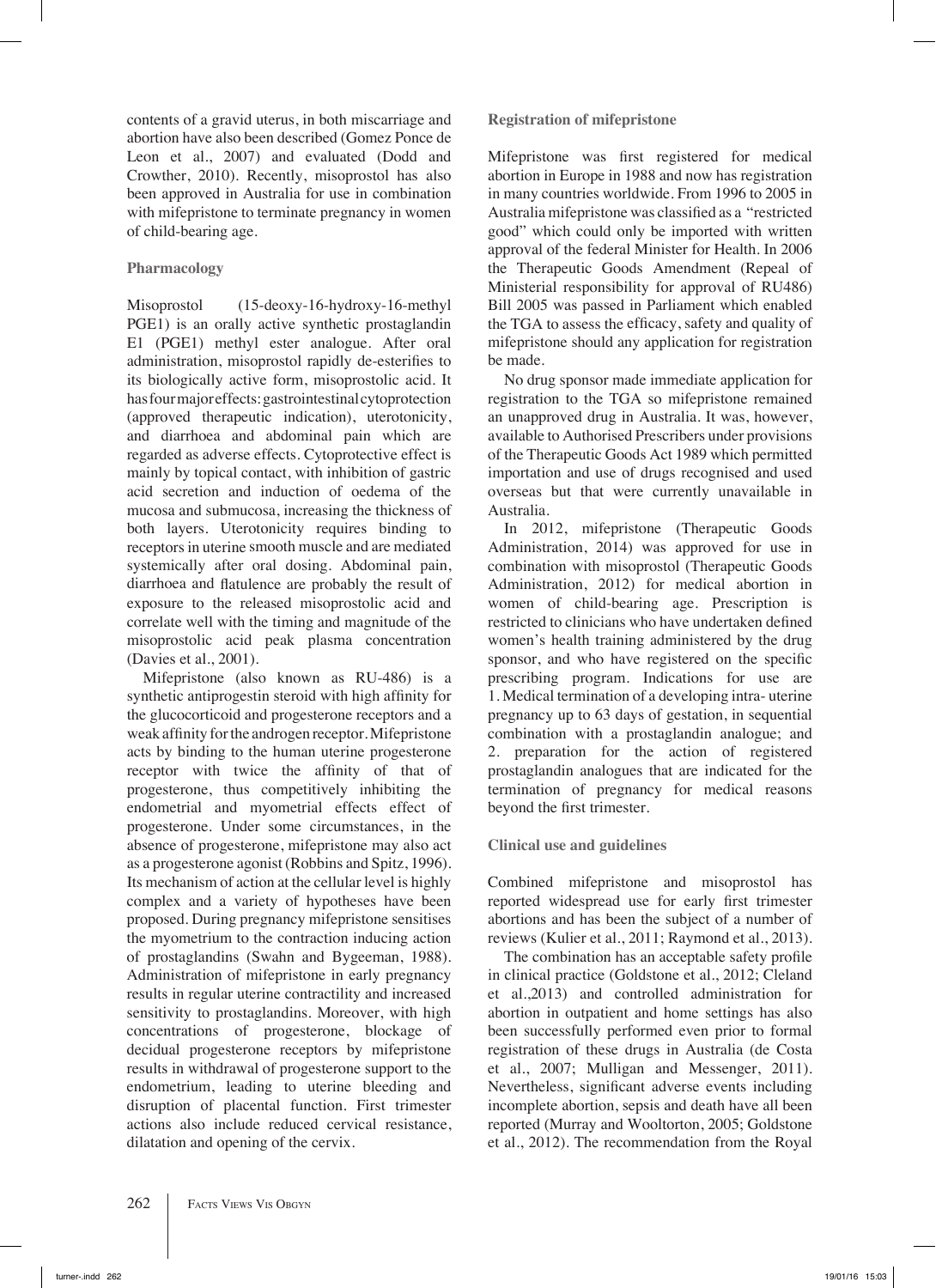contents of a gravid uterus, in both miscarriage and abortion have also been described (Gomez Ponce de Leon et al., 2007) and evaluated (Dodd and Crowther, 2010). Recently, misoprostol has also been approved in Australia for use in combination with mifepristone to terminate pregnancy in women of child-bearing age.

### Pharmacology

Misoprostol (15-deoxy-16-hydroxy-16-methyl PGE1) is an orally active synthetic prostaglandin E1 (PGE1) methyl ester analogue. After oral administration, misoprostol rapidly de-esterifies to its biologically active form, misoprostolic acid. It has four major effects: gastrointestinal cytoprotection (approved therapeutic indication), uterotonicity, and diarrhoea and abdominal pain which are regarded as adverse effects. Cytoprotective effect is mainly by topical contact, with inhibition of gastric acid secretion and induction of oedema of the mucosa and submucosa, increasing the thickness of both layers. Uterotonicity requires binding to receptors in uterine smooth muscle and are mediated systemically after oral dosing. Abdominal pain, diarrhoea and flatulence are probably the result of exposure to the released misoprostolic acid and correlate well with the timing and magnitude of the misoprostolic acid peak plasma concentration (Davies et al., 2001).

Mifepristone (also known as RU-486) is a synthetic antiprogestin steroid with high affinity for the glucocorticoid and progesterone receptors and a weak affinity for the androgen receptor. Mifepristone acts by binding to the human uterine progesterone receptor with twice the affinity of that of progesterone, thus competitively inhibiting the endometrial and myometrial effects effect of progesterone. Under some circumstances, in the absence of progesterone, mifepristone may also act as a progesterone agonist (Robbins and Spitz, 1996). Its mechanism of action at the cellular level is highly complex and a variety of hypotheses have been proposed. During pregnancy mifepristone sensitises the myometrium to the contraction inducing action of prostaglandins (Swahn and Bygeeman, 1988). Administration of mifepristone in early pregnancy results in regular uterine contractility and increased sensitivity to prostaglandins. Moreover, with high concentrations of progesterone, blockage of decidual progesterone receptors by mifepristone results in withdrawal of progesterone support to the endometrium, leading to uterine bleeding and disruption of placental function. First trimester actions also include reduced cervical resistance, dilatation and opening of the cervix.

### Registration of mifepristone

Mifepristone was first registered for medical abortion in Europe in 1988 and now has registration in many countries worldwide. From 1996 to 2005 in Australia mifepristone was classified as a "restricted good" which could only be imported with written approval of the federal Minister for Health. In 2006 the Therapeutic Goods Amendment (Repeal of Ministerial responsibility for approval of RU486) Bill 2005 was passed in Parliament which enabled the TGA to assess the efficacy, safety and quality of mifepristone should any application for registration be made.

No drug sponsor made immediate application for registration to the TGA so mifepristone remained an unapproved drug in Australia. It was, however, available to Authorised Prescribers under provisions of the Therapeutic Goods Act 1989 which permitted importation and use of drugs recognised and used overseas but that were currently unavailable in Australia.

In 2012, mifepristone (Therapeutic Goods Administration, 2014) was approved for use in combination with misoprostol (Therapeutic Goods Administration, 2012) for medical abortion in women of child-bearing age. Prescription is restricted to clinicians who have undertaken defined women's health training administered by the drug sponsor, and who have registered on the specific prescribing program. Indications for use are 1. Medical termination of a developing intra- uterine pregnancy up to 63 days of gestation, in sequential combination with a prostaglandin analogue; and 2. preparation for the action of registered prostaglandin analogues that are indicated for the termination of pregnancy for medical reasons beyond the first trimester.

### Clinical use and guidelines

Combined mifepristone and misoprostol has reported widespread use for early first trimester abortions and has been the subject of a number of reviews (Kulier et al., 2011; Raymond et al., 2013).

The combination has an acceptable safety profile in clinical practice (Goldstone et al., 2012; Cleland et al.,2013) and controlled administration for abortion in outpatient and home settings has also been successfully performed even prior to formal registration of these drugs in Australia (de Costa et al., 2007; Mulligan and Messenger, 2011). Nevertheless, significant adverse events including incomplete abortion, sepsis and death have all been reported (Murray and Wooltorton, 2005; Goldstone et al., 2012). The recommendation from the Royal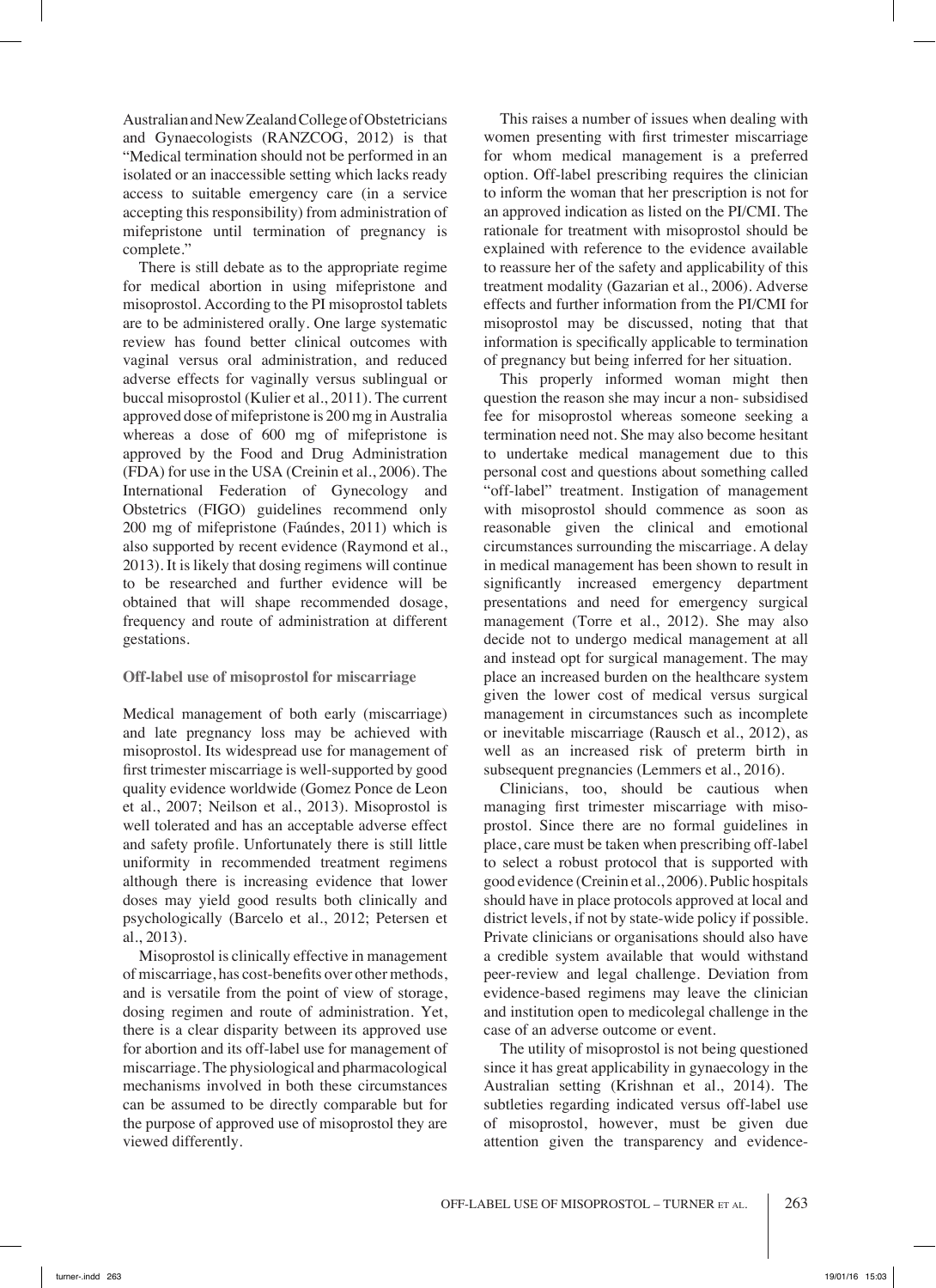Australian and New Zealand College of Obstetricians and Gynaecologists (RANZCOG, 2012) is that "Medical termination should not be performed in an isolated or an inaccessible setting which lacks ready access to suitable emergency care (in a service accepting this responsibility) from administration of mifepristone until termination of pregnancy is complete."

There is still debate as to the appropriate regime for medical abortion in using mifepristone and misoprostol. According to the PI misoprostol tablets are to be administered orally. One large systematic review has found better clinical outcomes with vaginal versus oral administration, and reduced adverse effects for vaginally versus sublingual or buccal misoprostol (Kulier et al., 2011). The current approved dose of mifepristone is 200 mg in Australia whereas a dose of 600 mg of mifepristone is approved by the Food and Drug Administration (FDA) for use in the USA (Creinin et al., 2006). The International Federation of Gynecology and Obstetrics (FIGO) guidelines recommend only 200 mg of mifepristone (Faúndes, 2011) which is also supported by recent evidence (Raymond et al., 2013). It is likely that dosing regimens will continue to be researched and further evidence will be obtained that will shape recommended dosage, frequency and route of administration at different gestations.

**Off-label use of misoprostol for miscarriage**

Medical management of both early (miscarriage) and late pregnancy loss may be achieved with misoprostol. Its widespread use for management of first trimester miscarriage is well-supported by good quality evidence worldwide (Gomez Ponce de Leon et al., 2007; Neilson et al., 2013). Misoprostol is well tolerated and has an acceptable adverse effect and safety profile. Unfortunately there is still little uniformity in recommended treatment regimens although there is increasing evidence that lower doses may yield good results both clinically and psychologically (Barcelo et al., 2012; Petersen et al., 2013).

Misoprostol is clinically effective in management of miscarriage, has cost-benefits over other methods, and is versatile from the point of view of storage, dosing regimen and route of administration. Yet, there is a clear disparity between its approved use for abortion and its off-label use for management of miscarriage. The physiological and pharmacological mechanisms involved in both these circumstances can be assumed to be directly comparable but for the purpose of approved use of misoprostol they are viewed differently.

This raises a number of issues when dealing with women presenting with first trimester miscarriage for whom medical management is a preferred option. Off-label prescribing requires the clinician to inform the woman that her prescription is not for an approved indication as listed on the PI/CMI. The rationale for treatment with misoprostol should be explained with reference to the evidence available to reassure her of the safety and applicability of this treatment modality (Gazarian et al., 2006). Adverse effects and further information from the PI/CMI for misoprostol may be discussed, noting that that information is specifically applicable to termination of pregnancy but being inferred for her situation.

This properly informed woman might then question the reason she may incur a non- subsidised fee for misoprostol whereas someone seeking a termination need not. She may also become hesitant to undertake medical management due to this personal cost and questions about something called "off-label" treatment. Instigation of management with misoprostol should commence as soon as reasonable given the clinical and emotional circumstances surrounding the miscarriage. A delay in medical management has been shown to result in significantly increased emergency department presentations and need for emergency surgical management (Torre et al., 2012). She may also decide not to undergo medical management at all and instead opt for surgical management. The may place an increased burden on the healthcare system given the lower cost of medical versus surgical management in circumstances such as incomplete or inevitable miscarriage (Rausch et al., 2012), as well as an increased risk of preterm birth in subsequent pregnancies (Lemmers et al., 2016).

Clinicians, too, should be cautious when managing first trimester miscarriage with misoprostol. Since there are no formal guidelines in place, care must be taken when prescribing off-label to select a robust protocol that is supported with good evidence (Creinin et al., 2006). Public hospitals should have in place protocols approved at local and district levels, if not by state-wide policy if possible. Private clinicians or organisations should also have a credible system available that would withstand peer-review and legal challenge. Deviation from evidence-based regimens may leave the clinician and institution open to medicolegal challenge in the case of an adverse outcome or event.

The utility of misoprostol is not being questioned since it has great applicability in gynaecology in the Australian setting (Krishnan et al., 2014). The subtleties regarding indicated versus off-label use of misoprostol, however, must be given due attention given the transparency and evidence-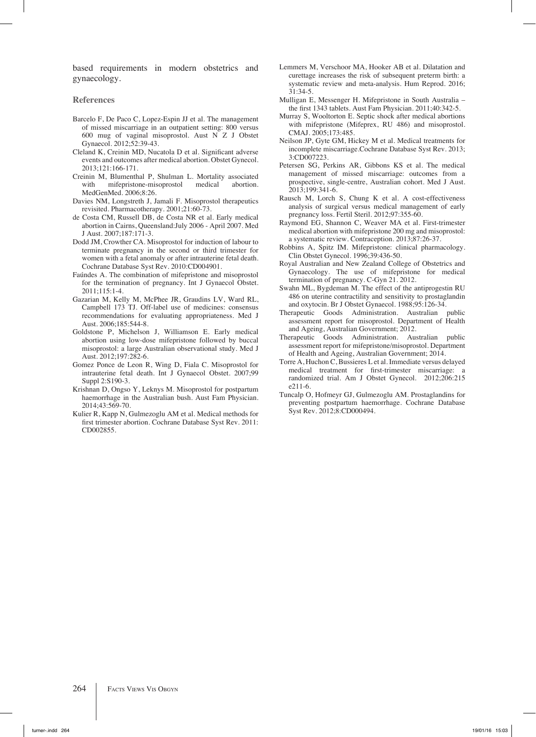based requirements in modern obstetrics and gynaecology.

## References

Barcelo F, De Paco C, Lopez-Espin JJ et al. The management of missed miscarriage in an outpatient setting: 800 versus 600 mug of vaginal misoprostol. Aust N Z J Obstet Gynaecol. 2012;52:39-43.

Cleland K, Creinin MD, Nucatola D et al. Significant adverse events and outcomes after medical abortion. Obstet Gynecol. 2013;121:166-171.

Creinin M, Blumenthal P, Shulman L. Mortality associated with mifepristone-misoprostol medical abortion. MedGenMed. 2006;8:26.

Davies NM, Longstreth J, Jamali F. Misoprostol therapeutics revisited. Pharmacotherapy. 2001;21:60-73.

de Costa CM, Russell DB, de Costa NR et al. Early medical abortion in Cairns, Queensland:July 2006 - April 2007. Med J Aust. 2007;187:171-3.

Dodd JM, Crowther CA. Misoprostol for induction of labour to terminate pregnancy in the second or third trimester for women with a fetal anomaly or after intrauterine fetal death. Cochrane Database Syst Rev. 2010:CD004901.

Faúndes A. The combination of mifepristone and misoprostol for the termination of pregnancy. Int J Gynaecol Obstet. 2011;115:1-4.

Gazarian M, Kelly M, McPhee JR, Graudins LV, Ward RL, Campbell 173 TJ. Off-label use of medicines: consensus recommendations for evaluating appropriateness. Med J Aust. 2006;185:544-8.

Goldstone P, Michelson J, Williamson E. Early medical abortion using low-dose mifepristone followed by buccal misoprostol: a large Australian observational study. Med J Aust. 2012;197:282-6.

Gomez Ponce de Leon R, Wing D, Fiala C. Misoprostol for intrauterine fetal death. Int J Gynaecol Obstet. 2007;99 Suppl 2:S190-3.

Krishnan D, Ongso Y, Leknys M. Misoprostol for postpartum haemorrhage in the Australian bush. Aust Fam Physician. 2014;43:569-70.

Kulier R, Kapp N, Gulmezoglu AM et al. Medical methods for first trimester abortion. Cochrane Database Syst Rev. 2011: CD002855.

Lemmers M, Verschoor MA, Hooker AB et al. Dilatation and curettage increases the risk of subsequent preterm birth: a systematic review and meta-analysis. Hum Reprod. 2016; 31:34-5.

Mulligan E, Messenger H. Mifepristone in South Australia – the first 1343 tablets. Aust Fam Physician. 2011;40:342-5.

Murray S, Wooltorton E. Septic shock after medical abortions with mifepristone (Mifeprex, RU 486) and misoprostol. CMAJ. 2005;173:485.

Neilson JP, Gyte GM, Hickey M et al. Medical treatments for incomplete miscarriage.Cochrane Database Syst Rev. 2013; 3:CD007223.

Petersen SG, Perkins AR, Gibbons KS et al. The medical management of missed miscarriage: outcomes from a prospective, single-centre, Australian cohort. Med J Aust. 2013;199:341-6.

Rausch M, Lorch S, Chung K et al. A cost-effectiveness analysis of surgical versus medical management of early pregnancy loss. Fertil Steril. 2012;97:355-60.

Raymond EG, Shannon C, Weaver MA et al. First-trimester medical abortion with mifepristone 200 mg and misoprostol: a systematic review. Contraception. 2013;87:26-37.

Robbins A, Spitz IM. Mifepristone: clinical pharmacology. Clin Obstet Gynecol. 1996;39:436-50.

Royal Australian and New Zealand College of Obstetrics and Gynaecology. The use of mifepristone for medical termination of pregnancy. C-Gyn 21. 2012.

Swahn ML, Bygdeman M. The effect of the antiprogestin RU 486 on uterine contractility and sensitivity to prostaglandin and oxytocin. Br J Obstet Gynaecol. 1988;95:126-34.

Therapeutic Goods Administration. Australian public assessment report for misoprostol. Department of Health and Ageing, Australian Government; 2012.

Therapeutic Goods Administration. Australian public assessment report for mifepristone/misoprostol. Department of Health and Ageing, Australian Government; 2014.

Torre A, Huchon C, Bussieres L et al. Immediate versus delayed medical treatment for first-trimester miscarriage: a randomized trial. Am J Obstet Gynecol. 2012;206:215 e211-6.

Tuncalp O, Hofmeyr GJ, Gulmezoglu AM. Prostaglandins for preventing postpartum haemorrhage. Cochrane Database Syst Rev. 2012;8:CD000494.